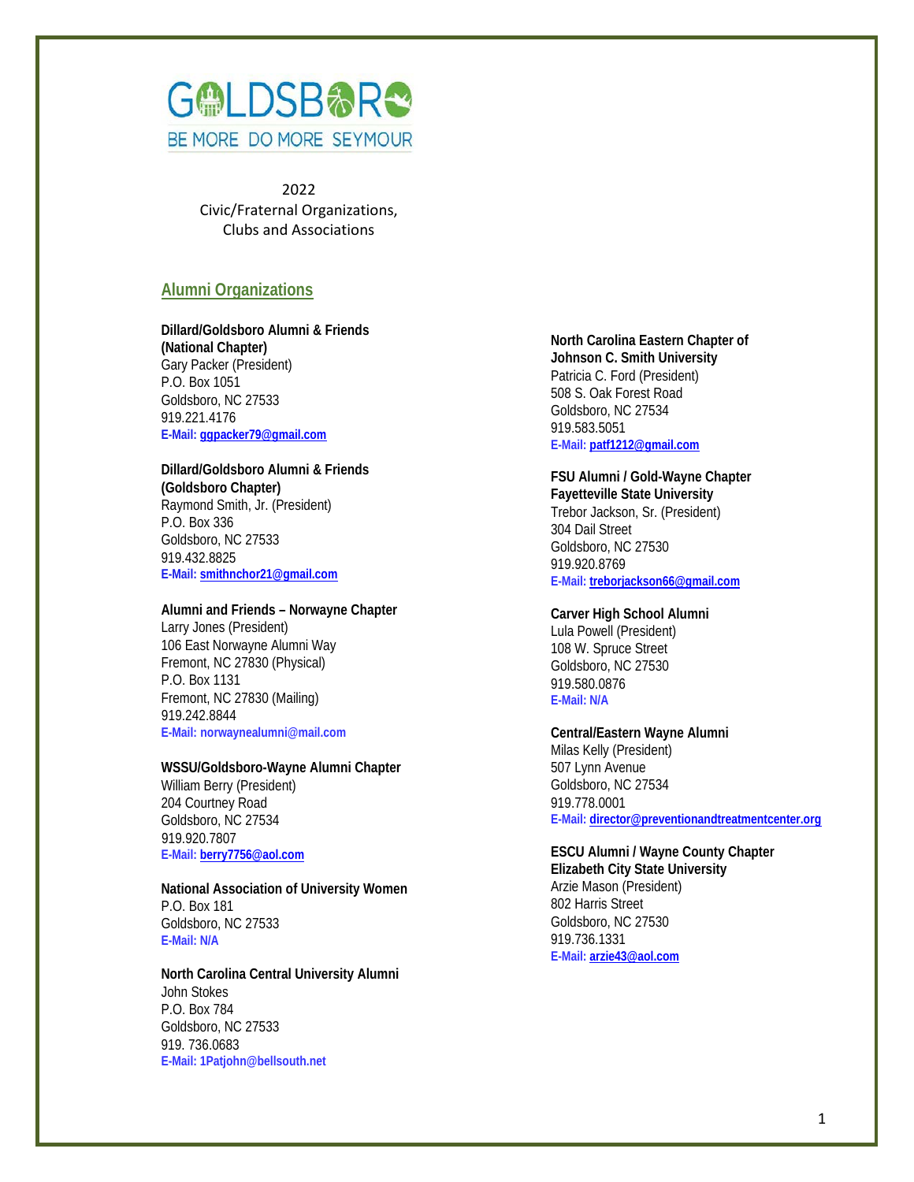GOLDSBORO

BE MORE DO MORE SEYMOUR

2022
Civic/Fraternal Organizations,
Clubs and Associations

## Alumni Organizations

**Dillard/Goldsboro Alumni & Friends (National Chapter)**
Gary Packer (President)
P.O. Box 1051
Goldsboro, NC 27533
919.221.4176
**E-Mail:** ggpacker79@gmail.com

**Dillard/Goldsboro Alumni & Friends (Goldsboro Chapter)**
Raymond Smith, Jr. (President)
P.O. Box 336
Goldsboro, NC 27533
919.432.8825
**E-Mail:** smithnchor21@gmail.com

**Alumni and Friends – Norwayne Chapter**
Larry Jones (President)
106 East Norwayne Alumni Way
Fremont, NC 27830 (Physical)
P.O. Box 1131
Fremont, NC 27830 (Mailing)
919.242.8844
**E-Mail:** norwaynealumni@mail.com

**WSSU/Goldsboro-Wayne Alumni Chapter**
William Berry (President)
204 Courtney Road
Goldsboro, NC 27534
919.920.7807
**E-Mail:** berry7756@aol.com

**National Association of University Women**
P.O. Box 181
Goldsboro, NC 27533
**E-Mail:** N/A

**North Carolina Central University Alumni**
John Stokes
P.O. Box 784
Goldsboro, NC 27533
919. 736.0683
**E-Mail:** 1Patjohn@bellsouth.net

**North Carolina Eastern Chapter of Johnson C. Smith University**
Patricia C. Ford (President)
508 S. Oak Forest Road
Goldsboro, NC 27534
919.583.5051
**E-Mail:** patf1212@gmail.com

**FSU Alumni / Gold-Wayne Chapter Fayetteville State University**
Trebor Jackson, Sr. (President)
304 Dail Street
Goldsboro, NC 27530
919.920.8769
**E-Mail:** treborjackson66@gmail.com

**Carver High School Alumni**
Lula Powell (President)
108 W. Spruce Street
Goldsboro, NC 27530
919.580.0876
**E-Mail:** N/A

**Central/Eastern Wayne Alumni**
Milas Kelly (President)
507 Lynn Avenue
Goldsboro, NC 27534
919.778.0001
**E-Mail:** director@preventionandtreatmentcenter.org

**ESCU Alumni / Wayne County Chapter Elizabeth City State University**
Arzie Mason (President)
802 Harris Street
Goldsboro, NC 27530
919.736.1331
**E-Mail:** arzie43@aol.com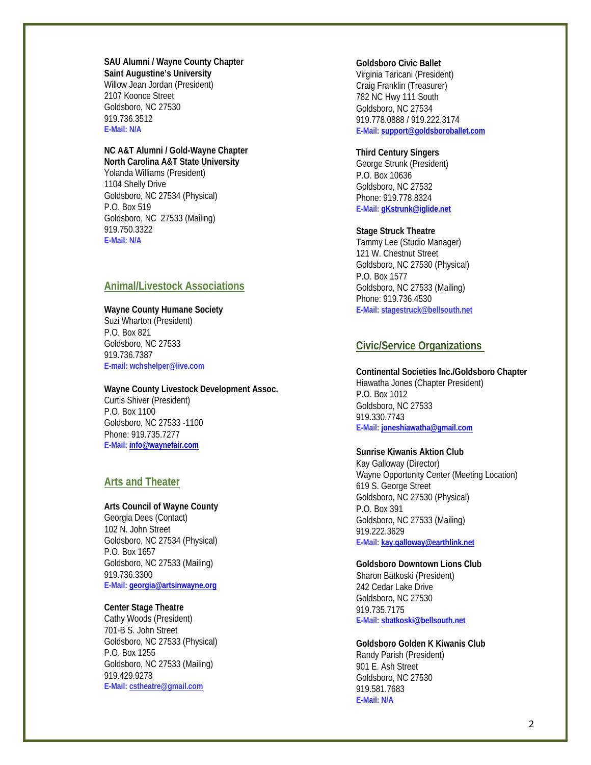**SAU Alumni / Wayne County Chapter**
**Saint Augustine's University**
Willow Jean Jordan (President)
2107 Koonce Street
Goldsboro, NC 27530
919.736.3512
**E-Mail: N/A**

**NC A&T Alumni / Gold-Wayne Chapter**
**North Carolina A&T State University**
Yolanda Williams (President)
1104 Shelly Drive
Goldsboro, NC 27534 (Physical)
P.O. Box 519
Goldsboro, NC 27533 (Mailing)
919.750.3322
**E-Mail: N/A**

## Animal/Livestock Associations

**Wayne County Humane Society**
Suzi Wharton (President)
P.O. Box 821
Goldsboro, NC 27533
919.736.7387
**E-mail: wchshelper@live.com**

**Wayne County Livestock Development Assoc.**
Curtis Shiver (President)
P.O. Box 1100
Goldsboro, NC 27533 -1100
Phone: 919.735.7277
**E-Mail: info@waynefair.com**

## Arts and Theater

**Arts Council of Wayne County**
Georgia Dees (Contact)
102 N. John Street
Goldsboro, NC 27534 (Physical)
P.O. Box 1657
Goldsboro, NC 27533 (Mailing)
919.736.3300
**E-Mail: georgia@artsinwayne.org**

**Center Stage Theatre**
Cathy Woods (President)
701-B S. John Street
Goldsboro, NC 27533 (Physical)
P.O. Box 1255
Goldsboro, NC 27533 (Mailing)
919.429.9278
**E-Mail: cstheatre@gmail.com**

**Goldsboro Civic Ballet**
Virginia Taricani (President)
Craig Franklin (Treasurer)
782 NC Hwy 111 South
Goldsboro, NC 27534
919.778.0888 / 919.222.3174
**E-Mail: support@goldsboroballet.com**

**Third Century Singers**
George Strunk (President)
P.O. Box 10636
Goldsboro, NC 27532
Phone: 919.778.8324
**E-Mail: gKstrunk@iglide.net**

**Stage Struck Theatre**
Tammy Lee (Studio Manager)
121 W. Chestnut Street
Goldsboro, NC 27530 (Physical)
P.O. Box 1577
Goldsboro, NC 27533 (Mailing)
Phone: 919.736.4530
**E-Mail: stagestruck@bellsouth.net**

## Civic/Service Organizations

**Continental Societies Inc./Goldsboro Chapter**
Hiawatha Jones (Chapter President)
P.O. Box 1012
Goldsboro, NC 27533
919.330.7743
**E-Mail: joneshiawatha@gmail.com**

**Sunrise Kiwanis Aktion Club**
Kay Galloway (Director)
Wayne Opportunity Center (Meeting Location)
619 S. George Street
Goldsboro, NC 27530 (Physical)
P.O. Box 391
Goldsboro, NC 27533 (Mailing)
919.222.3629
**E-Mail: kay.galloway@earthlink.net**

**Goldsboro Downtown Lions Club**
Sharon Batkoski (President)
242 Cedar Lake Drive
Goldsboro, NC 27530
919.735.7175
**E-Mail: sbatkoski@bellsouth.net**

**Goldsboro Golden K Kiwanis Club**
Randy Parish (President)
901 E. Ash Street
Goldsboro, NC 27530
919.581.7683
**E-Mail: N/A**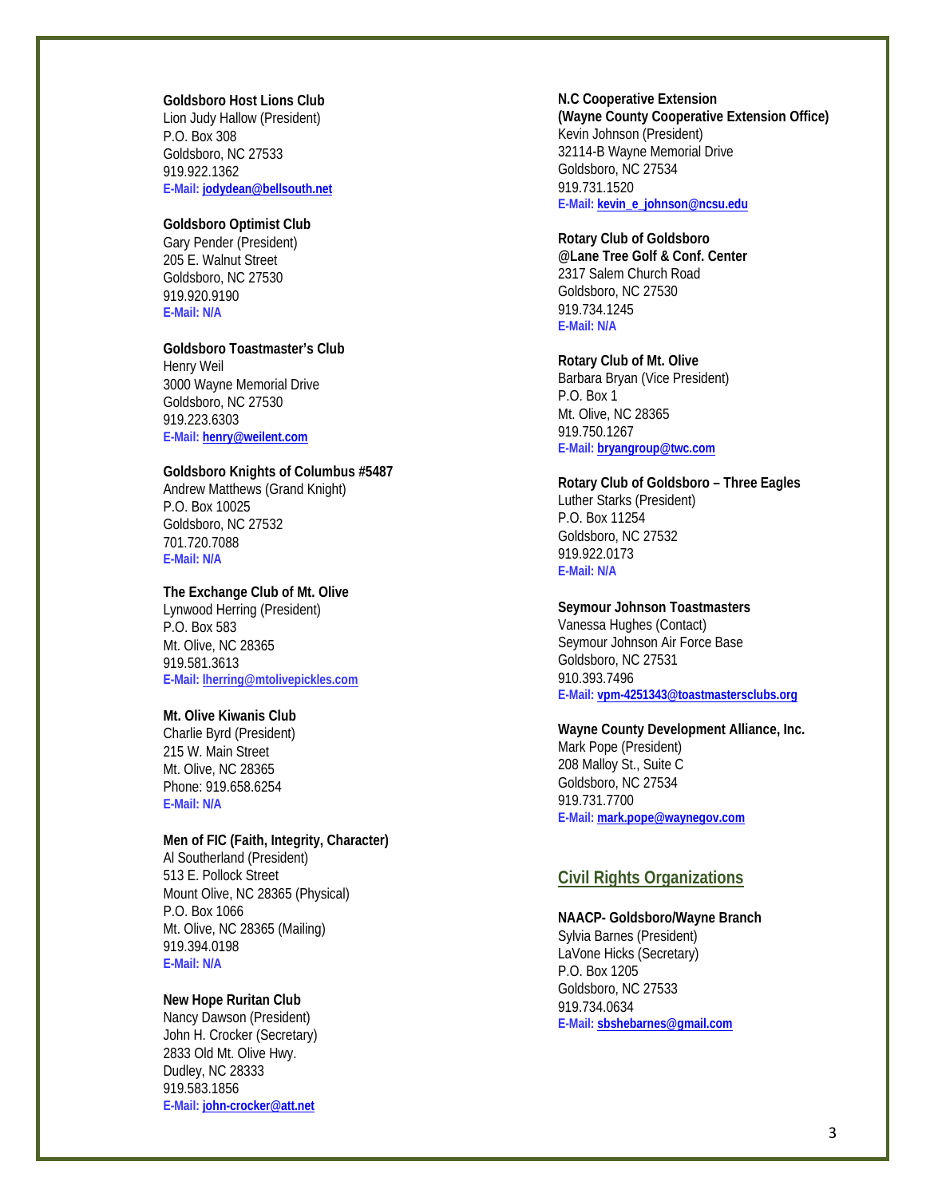**Goldsboro Host Lions Club**
Lion Judy Hallow (President)
P.O. Box 308
Goldsboro, NC 27533
919.922.1362
**E-Mail: jodydean@bellsouth.net**

**Goldsboro Optimist Club**
Gary Pender (President)
205 E. Walnut Street
Goldsboro, NC 27530
919.920.9190
**E-Mail: N/A**

**Goldsboro Toastmaster's Club**
Henry Weil
3000 Wayne Memorial Drive
Goldsboro, NC 27530
919.223.6303
**E-Mail: henry@weilent.com**

**Goldsboro Knights of Columbus #5487**
Andrew Matthews (Grand Knight)
P.O. Box 10025
Goldsboro, NC 27532
701.720.7088
**E-Mail: N/A**

**The Exchange Club of Mt. Olive**
Lynwood Herring (President)
P.O. Box 583
Mt. Olive, NC 28365
919.581.3613
**E-Mail: lherring@mtolivepickles.com**

**Mt. Olive Kiwanis Club**
Charlie Byrd (President)
215 W. Main Street
Mt. Olive, NC 28365
Phone: 919.658.6254
**E-Mail: N/A**

**Men of FIC (Faith, Integrity, Character)**
Al Southerland (President)
513 E. Pollock Street
Mount Olive, NC 28365 (Physical)
P.O. Box 1066
Mt. Olive, NC 28365 (Mailing)
919.394.0198
**E-Mail: N/A**

**New Hope Ruritan Club**
Nancy Dawson (President)
John H. Crocker (Secretary)
2833 Old Mt. Olive Hwy.
Dudley, NC 28333
919.583.1856
**E-Mail: john-crocker@att.net**

**N.C Cooperative Extension**
**(Wayne County Cooperative Extension Office)**
Kevin Johnson (President)
32114-B Wayne Memorial Drive
Goldsboro, NC 27534
919.731.1520
**E-Mail: kevin_e_johnson@ncsu.edu**

**Rotary Club of Goldsboro**
**@Lane Tree Golf & Conf. Center**
2317 Salem Church Road
Goldsboro, NC 27530
919.734.1245
**E-Mail: N/A**

**Rotary Club of Mt. Olive**
Barbara Bryan (Vice President)
P.O. Box 1
Mt. Olive, NC 28365
919.750.1267
**E-Mail: bryangroup@twc.com**

**Rotary Club of Goldsboro – Three Eagles**
Luther Starks (President)
P.O. Box 11254
Goldsboro, NC 27532
919.922.0173
**E-Mail: N/A**

**Seymour Johnson Toastmasters**
Vanessa Hughes (Contact)
Seymour Johnson Air Force Base
Goldsboro, NC 27531
910.393.7496
**E-Mail: vpm-4251343@toastmastersclubs.org**

**Wayne County Development Alliance, Inc.**
Mark Pope (President)
208 Malloy St., Suite C
Goldsboro, NC 27534
919.731.7700
**E-Mail: mark.pope@waynegov.com**

## Civil Rights Organizations

**NAACP- Goldsboro/Wayne Branch**
Sylvia Barnes (President)
LaVone Hicks (Secretary)
P.O. Box 1205
Goldsboro, NC 27533
919.734.0634
**E-Mail: sbshebarnes@gmail.com**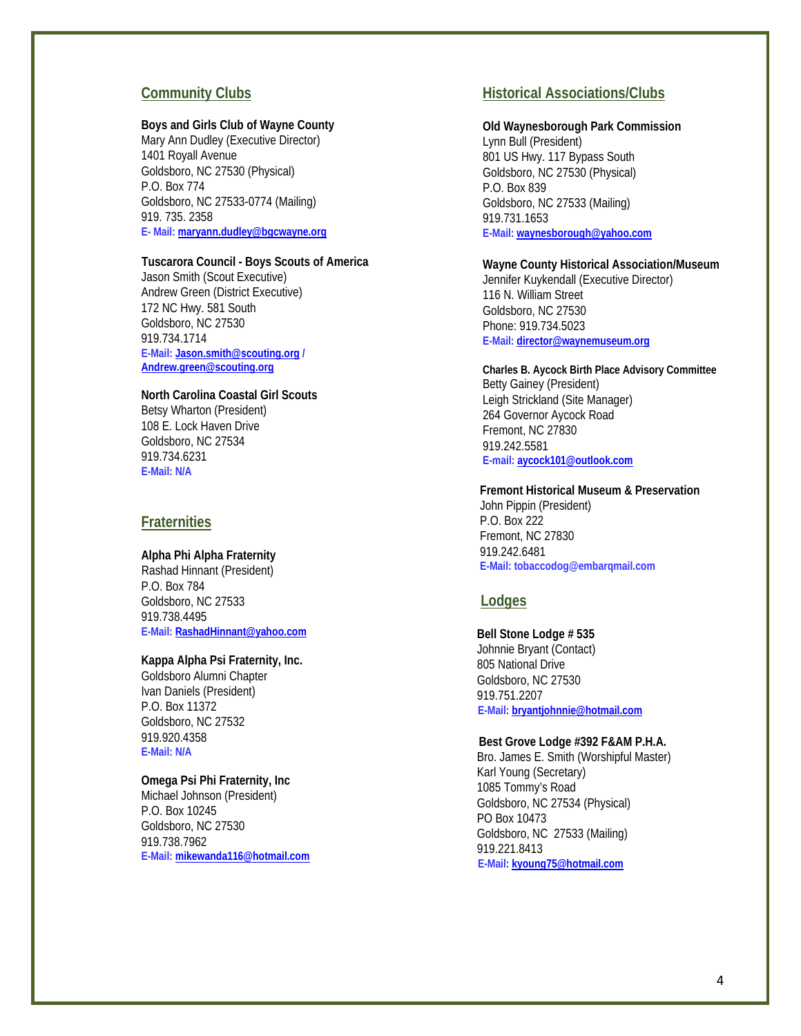## Community Clubs

**Boys and Girls Club of Wayne County**
Mary Ann Dudley (Executive Director)
1401 Royall Avenue
Goldsboro, NC 27530 (Physical)
P.O. Box 774
Goldsboro, NC 27533-0774 (Mailing)
919. 735. 2358
**E- Mail: maryann.dudley@bgcwayne.org**

**Tuscarora Council - Boys Scouts of America**
Jason Smith (Scout Executive)
Andrew Green (District Executive)
172 NC Hwy. 581 South
Goldsboro, NC 27530
919.734.1714
**E-Mail: Jason.smith@scouting.org / Andrew.green@scouting.org**

**North Carolina Coastal Girl Scouts**
Betsy Wharton (President)
108 E. Lock Haven Drive
Goldsboro, NC 27534
919.734.6231
**E-Mail: N/A**

## Fraternities

**Alpha Phi Alpha Fraternity**
Rashad Hinnant (President)
P.O. Box 784
Goldsboro, NC 27533
919.738.4495
**E-Mail: RashadHinnant@yahoo.com**

**Kappa Alpha Psi Fraternity, Inc.**
Goldsboro Alumni Chapter
Ivan Daniels (President)
P.O. Box 11372
Goldsboro, NC 27532
919.920.4358
**E-Mail: N/A**

**Omega Psi Phi Fraternity, Inc**
Michael Johnson (President)
P.O. Box 10245
Goldsboro, NC 27530
919.738.7962
**E-Mail: mikewanda116@hotmail.com**

## Historical Associations/Clubs

**Old Waynesborough Park Commission**
Lynn Bull (President)
801 US Hwy. 117 Bypass South
Goldsboro, NC 27530 (Physical)
P.O. Box 839
Goldsboro, NC 27533 (Mailing)
919.731.1653
**E-Mail: waynesborough@yahoo.com**

**Wayne County Historical Association/Museum**
Jennifer Kuykendall (Executive Director)
116 N. William Street
Goldsboro, NC 27530
Phone: 919.734.5023
**E-Mail: director@waynemuseum.org**

**Charles B. Aycock Birth Place Advisory Committee**
Betty Gainey (President)
Leigh Strickland (Site Manager)
264 Governor Aycock Road
Fremont, NC 27830
919.242.5581
**E-mail: aycock101@outlook.com**

**Fremont Historical Museum & Preservation**
John Pippin (President)
P.O. Box 222
Fremont, NC 27830
919.242.6481
**E-Mail: tobaccodog@embarqmail.com**

## Lodges

**Bell Stone Lodge # 535**
Johnnie Bryant (Contact)
805 National Drive
Goldsboro, NC 27530
919.751.2207
**E-Mail: bryantjohnnie@hotmail.com**

**Best Grove Lodge #392 F&AM P.H.A.**
Bro. James E. Smith (Worshipful Master)
Karl Young (Secretary)
1085 Tommy's Road
Goldsboro, NC 27534 (Physical)
PO Box 10473
Goldsboro, NC 27533 (Mailing)
919.221.8413
**E-Mail: kyoung75@hotmail.com**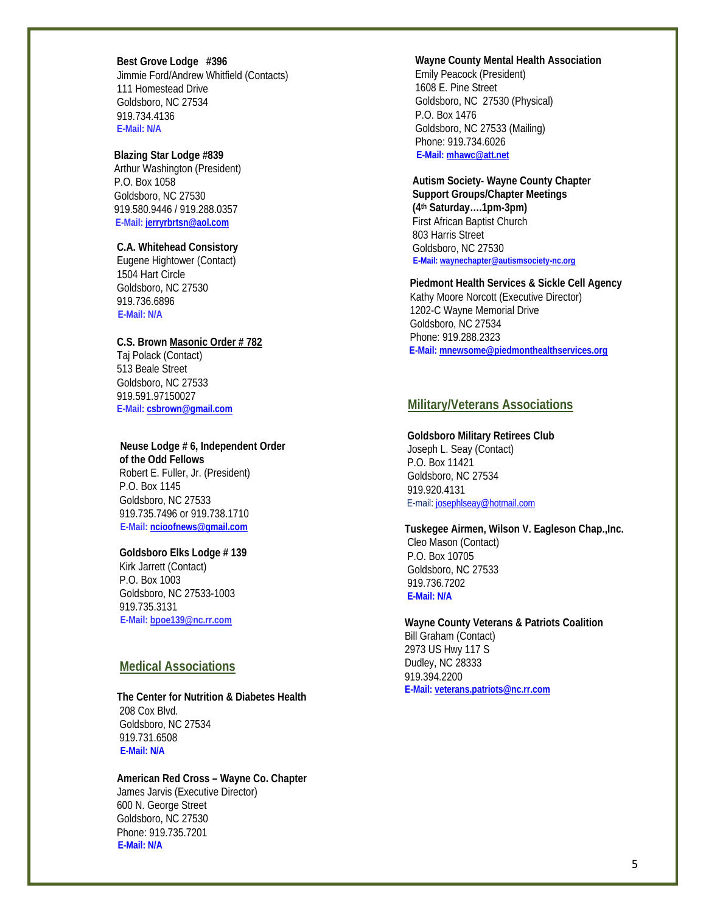**Best Grove Lodge #396**
Jimmie Ford/Andrew Whitfield (Contacts)
111 Homestead Drive
Goldsboro, NC 27534
919.734.4136
**E-Mail: N/A**

**Blazing Star Lodge #839**
Arthur Washington (President)
P.O. Box 1058
Goldsboro, NC 27530
919.580.9446 / 919.288.0357
**E-Mail: jerryrbrtsn@aol.com**

**C.A. Whitehead Consistory**
Eugene Hightower (Contact)
1504 Hart Circle
Goldsboro, NC 27530
919.736.6896
**E-Mail: N/A**

**C.S. Brown Masonic Order # 782**
Taj Polack (Contact)
513 Beale Street
Goldsboro, NC 27533
919.591.97150027
**E-Mail: csbrown@gmail.com**

**Neuse Lodge # 6, Independent Order of the Odd Fellows**
Robert E. Fuller, Jr. (President)
P.O. Box 1145
Goldsboro, NC 27533
919.735.7496 or 919.738.1710
**E-Mail: ncioofnews@gmail.com**

**Goldsboro Elks Lodge # 139**
Kirk Jarrett (Contact)
P.O. Box 1003
Goldsboro, NC 27533-1003
919.735.3131
**E-Mail: bpoe139@nc.rr.com**

## Medical Associations

**The Center for Nutrition & Diabetes Health**
208 Cox Blvd.
Goldsboro, NC 27534
919.731.6508
**E-Mail: N/A**

**American Red Cross – Wayne Co. Chapter**
James Jarvis (Executive Director)
600 N. George Street
Goldsboro, NC 27530
Phone: 919.735.7201
**E-Mail: N/A**

**Wayne County Mental Health Association**
Emily Peacock (President)
1608 E. Pine Street
Goldsboro, NC 27530 (Physical)
P.O. Box 1476
Goldsboro, NC 27533 (Mailing)
Phone: 919.734.6026
**E-Mail: mhawc@att.net**

**Autism Society- Wayne County Chapter**
**Support Groups/Chapter Meetings**
**(4th Saturday….1pm-3pm)**
First African Baptist Church
803 Harris Street
Goldsboro, NC 27530
**E-Mail: waynechapter@autismsociety-nc.org**

**Piedmont Health Services & Sickle Cell Agency**
Kathy Moore Norcott (Executive Director)
1202-C Wayne Memorial Drive
Goldsboro, NC 27534
Phone: 919.288.2323
**E-Mail: mnewsome@piedmonthealthservices.org**

## Military/Veterans Associations

**Goldsboro Military Retirees Club**
Joseph L. Seay (Contact)
P.O. Box 11421
Goldsboro, NC 27534
919.920.4131
E-mail: josephlseay@hotmail.com

**Tuskegee Airmen, Wilson V. Eagleson Chap.,Inc.**
Cleo Mason (Contact)
P.O. Box 10705
Goldsboro, NC 27533
919.736.7202
**E-Mail: N/A**

**Wayne County Veterans & Patriots Coalition**
Bill Graham (Contact)
2973 US Hwy 117 S
Dudley, NC 28333
919.394.2200
**E-Mail: veterans.patriots@nc.rr.com**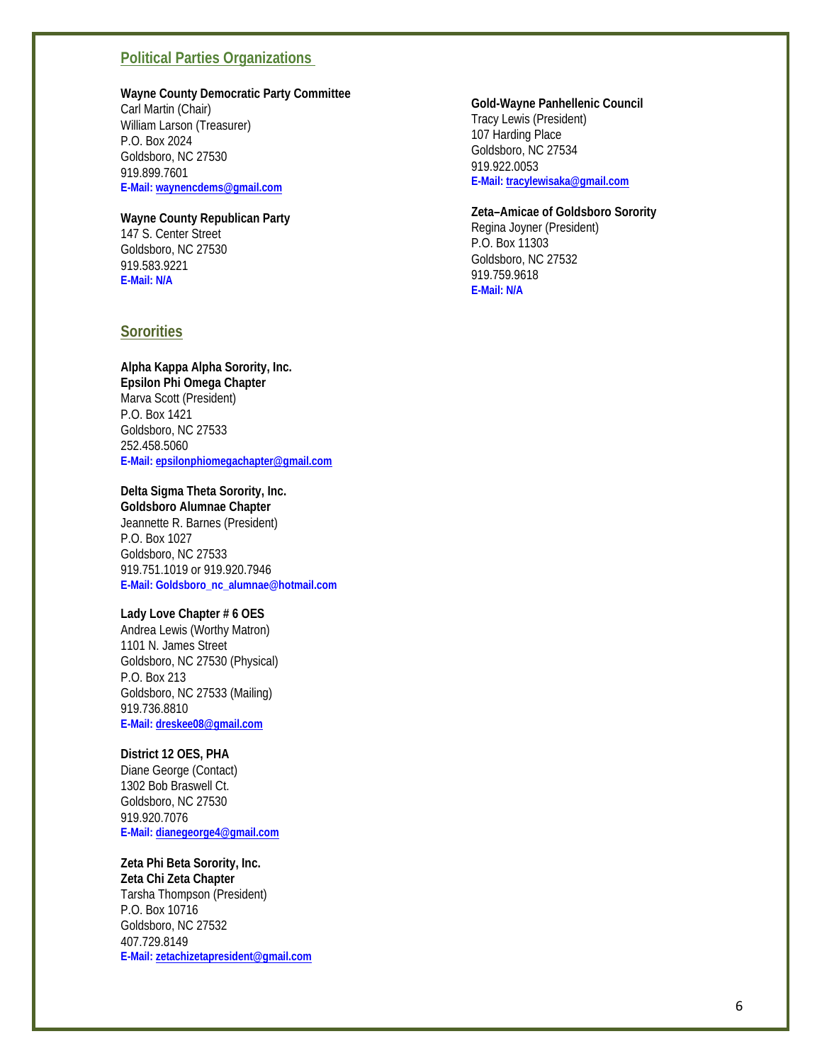## Political Parties Organizations

**Wayne County Democratic Party Committee**
Carl Martin (Chair)
William Larson (Treasurer)
P.O. Box 2024
Goldsboro, NC 27530
919.899.7601
**E-Mail: waynencdems@gmail.com**

**Wayne County Republican Party**
147 S. Center Street
Goldsboro, NC 27530
919.583.9221
**E-Mail: N/A**

## Sororities

**Alpha Kappa Alpha Sorority, Inc.**
**Epsilon Phi Omega Chapter**
Marva Scott (President)
P.O. Box 1421
Goldsboro, NC 27533
252.458.5060
**E-Mail: epsilonphiomegachapter@gmail.com**

**Delta Sigma Theta Sorority, Inc.**
**Goldsboro Alumnae Chapter**
Jeannette R. Barnes (President)
P.O. Box 1027
Goldsboro, NC 27533
919.751.1019 or 919.920.7946
**E-Mail: Goldsboro_nc_alumnae@hotmail.com**

**Lady Love Chapter # 6 OES**
Andrea Lewis (Worthy Matron)
1101 N. James Street
Goldsboro, NC 27530 (Physical)
P.O. Box 213
Goldsboro, NC 27533 (Mailing)
919.736.8810
**E-Mail: dreskee08@gmail.com**

**District 12 OES, PHA**
Diane George (Contact)
1302 Bob Braswell Ct.
Goldsboro, NC 27530
919.920.7076
**E-Mail: dianegeorge4@gmail.com**

**Zeta Phi Beta Sorority, Inc.**
**Zeta Chi Zeta Chapter**
Tarsha Thompson (President)
P.O. Box 10716
Goldsboro, NC 27532
407.729.8149
**E-Mail: zetachizetapresident@gmail.com**

**Gold-Wayne Panhellenic Council**
Tracy Lewis (President)
107 Harding Place
Goldsboro, NC 27534
919.922.0053
**E-Mail: tracylewisaka@gmail.com**

**Zeta–Amicae of Goldsboro Sorority**
Regina Joyner (President)
P.O. Box 11303
Goldsboro, NC 27532
919.759.9618
**E-Mail: N/A**